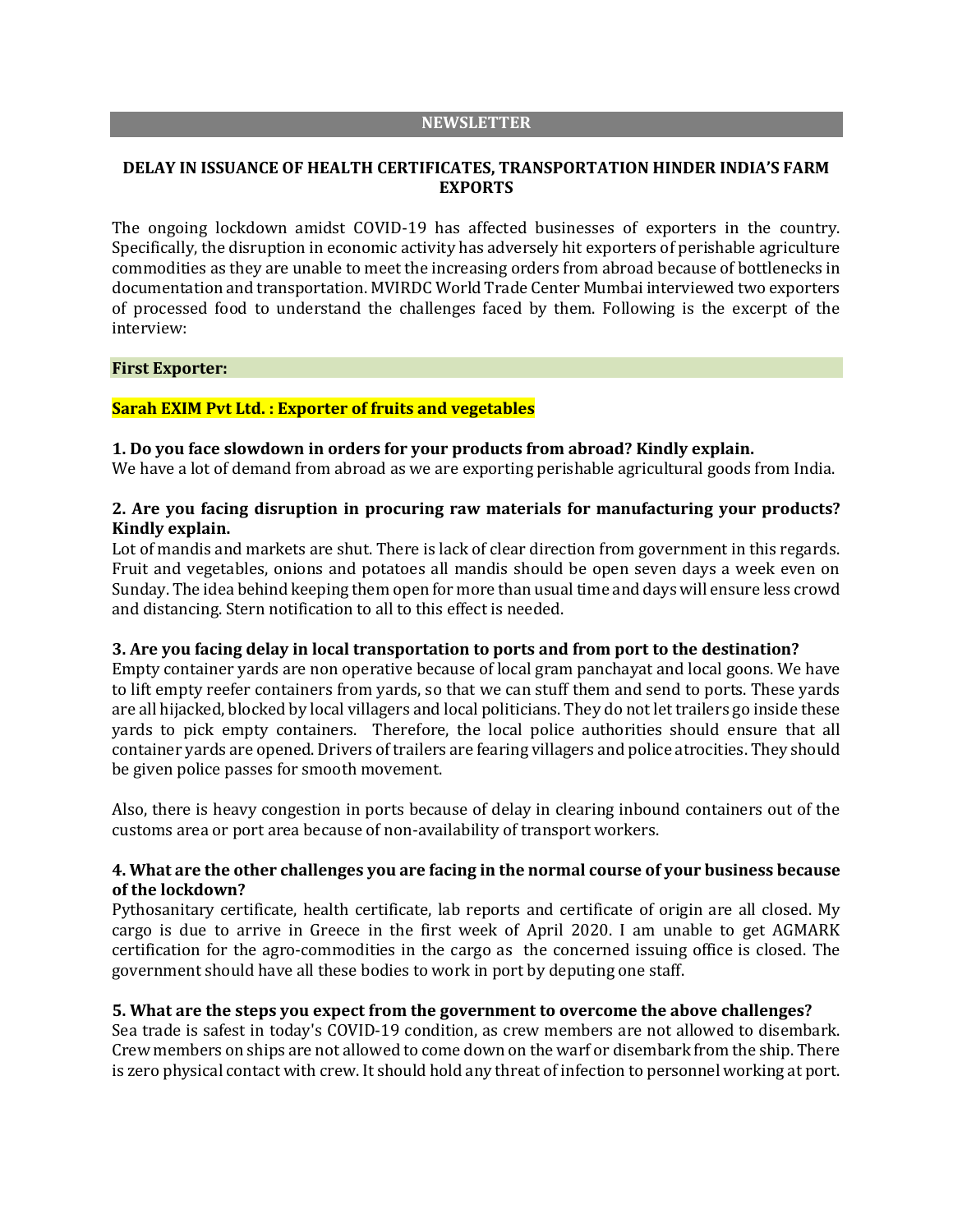## NEWSLETTER

### DELAY IN ISSUANCE OF HEALTH CERTIFICATES, TRANSPORTATION HINDER INDIA'S FARM EXPORTS

The ongoing lockdown amidst COVID-19 has affected businesses of exporters in the country. Specifically, the disruption in economic activity has adversely hit exporters of perishable agriculture commodities as they are unable to meet the increasing orders from abroad because of bottlenecks in documentation and transportation. MVIRDC World Trade Center Mumbai interviewed two exporters of processed food to understand the challenges faced by them. Following is the excerpt of the interview:

**First Exporter:**

**Sarah EXIM Pvt Ltd. : Exporter of fruits and vegetables**

**1. Do you face slowdown in orders for your products from abroad? Kindly explain.**
We have a lot of demand from abroad as we are exporting perishable agricultural goods from India.

**2. Are you facing disruption in procuring raw materials for manufacturing your products? Kindly explain.**
Lot of mandis and markets are shut. There is lack of clear direction from government in this regards. Fruit and vegetables, onions and potatoes all mandis should be open seven days a week even on Sunday. The idea behind keeping them open for more than usual time and days will ensure less crowd and distancing. Stern notification to all to this effect is needed.

**3. Are you facing delay in local transportation to ports and from port to the destination?**
Empty container yards are non operative because of local gram panchayat and local goons. We have to lift empty reefer containers from yards, so that we can stuff them and send to ports. These yards are all hijacked, blocked by local villagers and local politicians. They do not let trailers go inside these yards to pick empty containers. Therefore, the local police authorities should ensure that all container yards are opened. Drivers of trailers are fearing villagers and police atrocities. They should be given police passes for smooth movement.

Also, there is heavy congestion in ports because of delay in clearing inbound containers out of the customs area or port area because of non-availability of transport workers.

**4. What are the other challenges you are facing in the normal course of your business because of the lockdown?**
Pythosanitary certificate, health certificate, lab reports and certificate of origin are all closed. My cargo is due to arrive in Greece in the first week of April 2020. I am unable to get AGMARK certification for the agro-commodities in the cargo as the concerned issuing office is closed. The government should have all these bodies to work in port by deputing one staff.

**5. What are the steps you expect from the government to overcome the above challenges?**
Sea trade is safest in today's COVID-19 condition, as crew members are not allowed to disembark. Crew members on ships are not allowed to come down on the warf or disembark from the ship. There is zero physical contact with crew. It should hold any threat of infection to personnel working at port.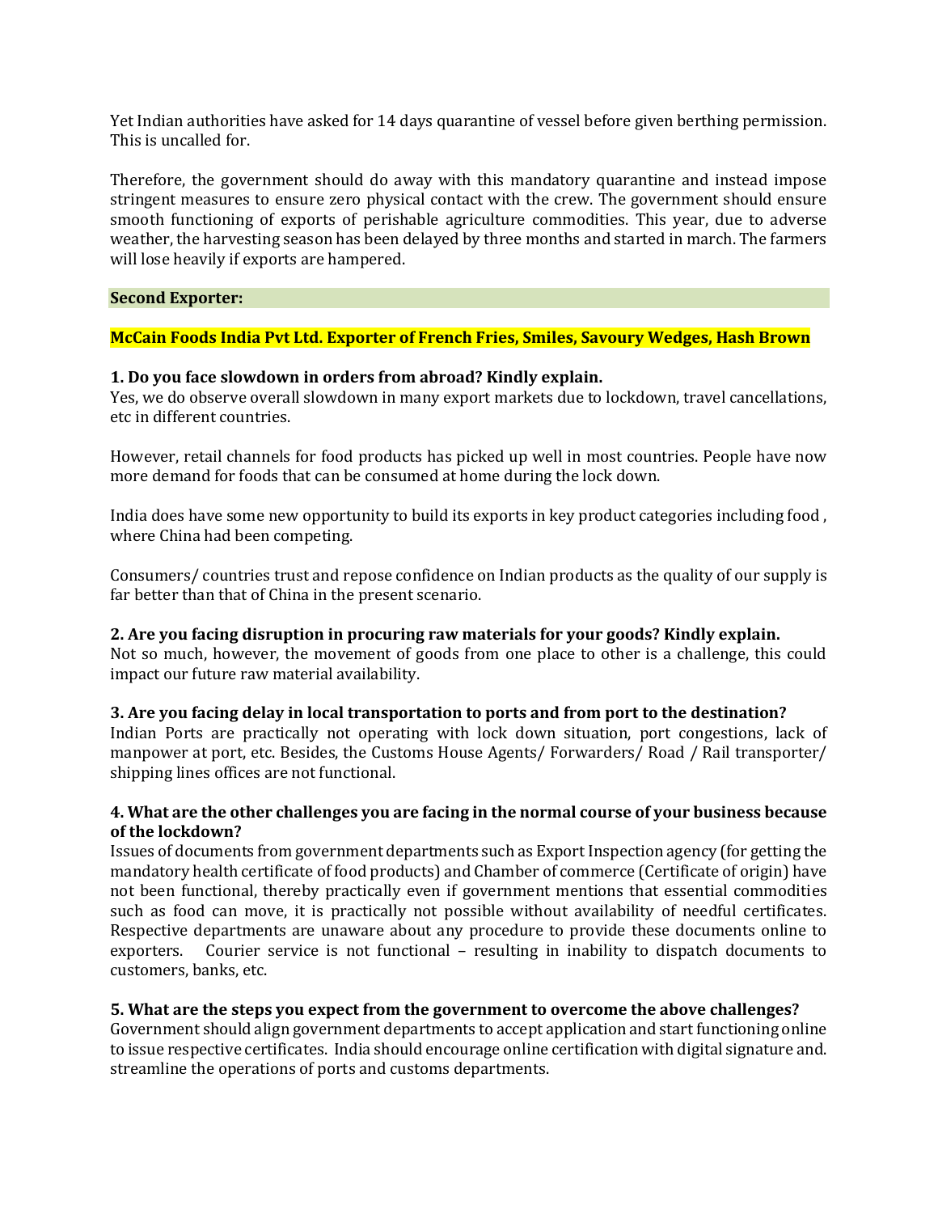Yet Indian authorities have asked for 14 days quarantine of vessel before given berthing permission. This is uncalled for.

Therefore, the government should do away with this mandatory quarantine and instead impose stringent measures to ensure zero physical contact with the crew. The government should ensure smooth functioning of exports of perishable agriculture commodities. This year, due to adverse weather, the harvesting season has been delayed by three months and started in march. The farmers will lose heavily if exports are hampered.

**Second Exporter:**

**McCain Foods India Pvt Ltd. Exporter of French Fries, Smiles, Savoury Wedges, Hash Brown**

**1. Do you face slowdown in orders from abroad? Kindly explain.**
Yes, we do observe overall slowdown in many export markets due to lockdown, travel cancellations, etc in different countries.

However, retail channels for food products has picked up well in most countries. People have now more demand for foods that can be consumed at home during the lock down.

India does have some new opportunity to build its exports in key product categories including food , where China had been competing.

Consumers/ countries trust and repose confidence on Indian products as the quality of our supply is far better than that of China in the present scenario.

**2. Are you facing disruption in procuring raw materials for your goods? Kindly explain.**
Not so much, however, the movement of goods from one place to other is a challenge, this could impact our future raw material availability.

**3. Are you facing delay in local transportation to ports and from port to the destination?**
Indian Ports are practically not operating with lock down situation, port congestions, lack of manpower at port, etc. Besides, the Customs House Agents/ Forwarders/ Road / Rail transporter/ shipping lines offices are not functional.

**4. What are the other challenges you are facing in the normal course of your business because of the lockdown?**
Issues of documents from government departments such as Export Inspection agency (for getting the mandatory health certificate of food products) and Chamber of commerce (Certificate of origin) have not been functional, thereby practically even if government mentions that essential commodities such as food can move, it is practically not possible without availability of needful certificates. Respective departments are unaware about any procedure to provide these documents online to exporters. Courier service is not functional – resulting in inability to dispatch documents to customers, banks, etc.

**5. What are the steps you expect from the government to overcome the above challenges?**
Government should align government departments to accept application and start functioning online to issue respective certificates. India should encourage online certification with digital signature and. streamline the operations of ports and customs departments.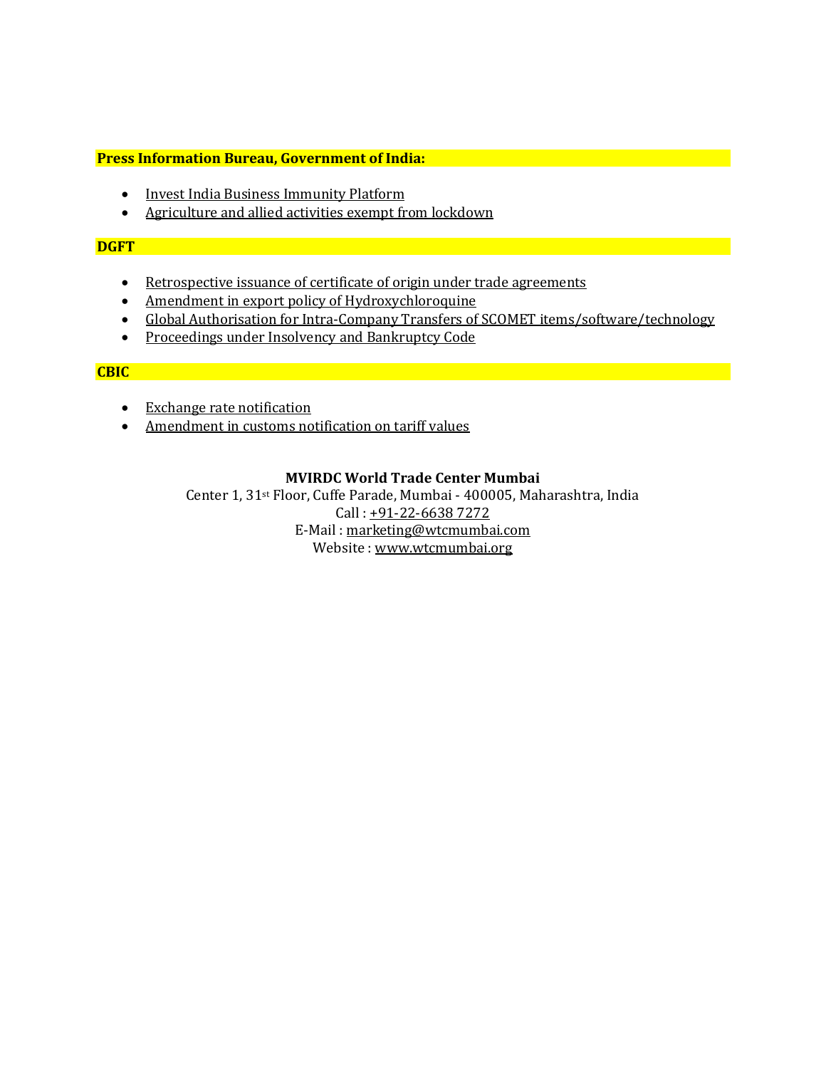**Press Information Bureau, Government of India:**

- Invest India Business Immunity Platform
- Agriculture and allied activities exempt from lockdown

**DGFT**

- Retrospective issuance of certificate of origin under trade agreements
- Amendment in export policy of Hydroxychloroquine
- Global Authorisation for Intra-Company Transfers of SCOMET items/software/technology
- Proceedings under Insolvency and Bankruptcy Code

**CBIC**

- Exchange rate notification
- Amendment in customs notification on tariff values

**MVIRDC World Trade Center Mumbai**
Center 1, 31st Floor, Cuffe Parade, Mumbai - 400005, Maharashtra, India
Call : +91-22-6638 7272
E-Mail : marketing@wtcmumbai.com
Website : www.wtcmumbai.org